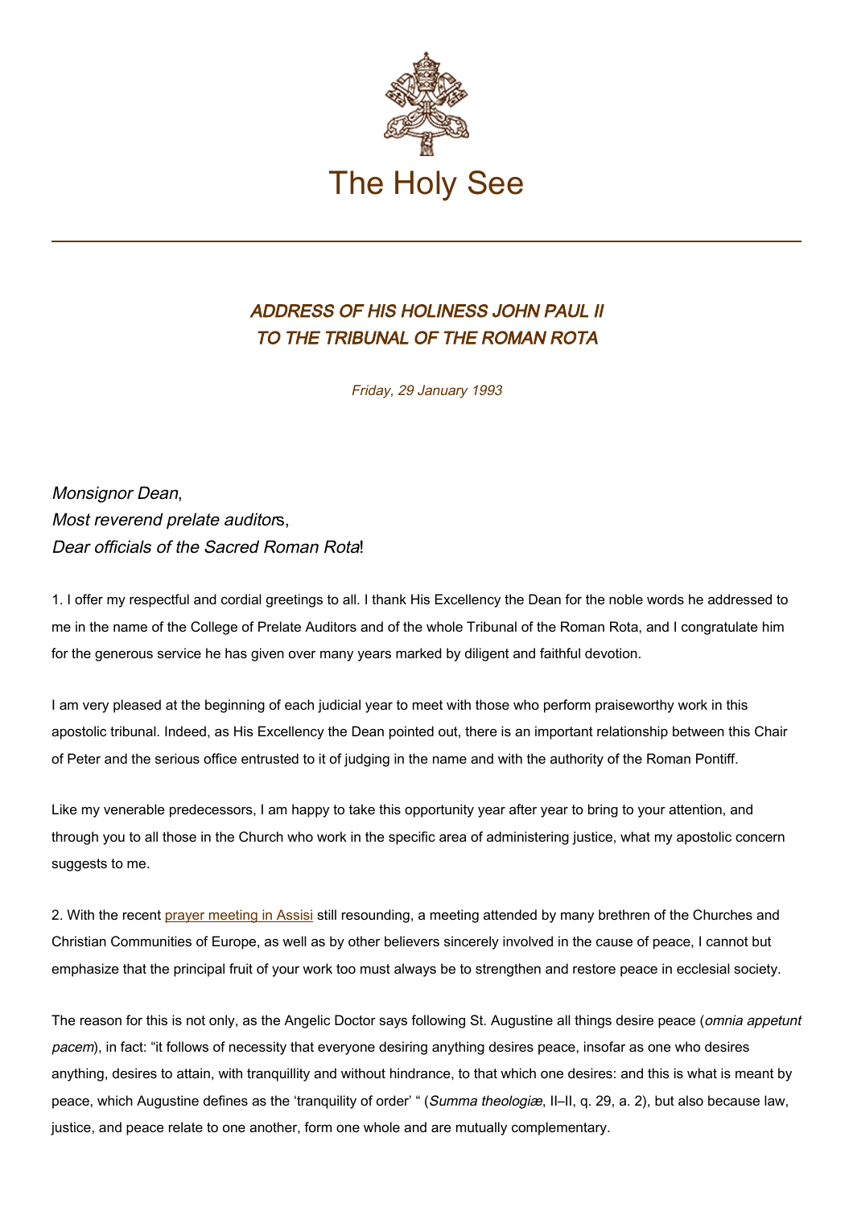# The Holy See

## *ADDRESS OF HIS HOLINESS JOHN PAUL II TO THE TRIBUNAL OF THE ROMAN ROTA*

*Friday, 29 January 1993*

*Monsignor Dean*,
*Most reverend prelate auditor*s,
*Dear officials of the Sacred Roman Rota*!

1. I offer my respectful and cordial greetings to all. I thank His Excellency the Dean for the noble words he addressed to me in the name of the College of Prelate Auditors and of the whole Tribunal of the Roman Rota, and I congratulate him for the generous service he has given over many years marked by diligent and faithful devotion.

I am very pleased at the beginning of each judicial year to meet with those who perform praiseworthy work in this apostolic tribunal. Indeed, as His Excellency the Dean pointed out, there is an important relationship between this Chair of Peter and the serious office entrusted to it of judging in the name and with the authority of the Roman Pontiff.

Like my venerable predecessors, I am happy to take this opportunity year after year to bring to your attention, and through you to all those in the Church who work in the specific area of administering justice, what my apostolic concern suggests to me.

2. With the recent prayer meeting in Assisi still resounding, a meeting attended by many brethren of the Churches and Christian Communities of Europe, as well as by other believers sincerely involved in the cause of peace, I cannot but emphasize that the principal fruit of your work too must always be to strengthen and restore peace in ecclesial society.

The reason for this is not only, as the Angelic Doctor says following St. Augustine all things desire peace (*omnia appetunt pacem*), in fact: "it follows of necessity that everyone desiring anything desires peace, insofar as one who desires anything, desires to attain, with tranquillity and without hindrance, to that which one desires: and this is what is meant by peace, which Augustine defines as the 'tranquility of order' " (*Summa theologiæ*, II–II, q. 29, a. 2), but also because law, justice, and peace relate to one another, form one whole and are mutually complementary.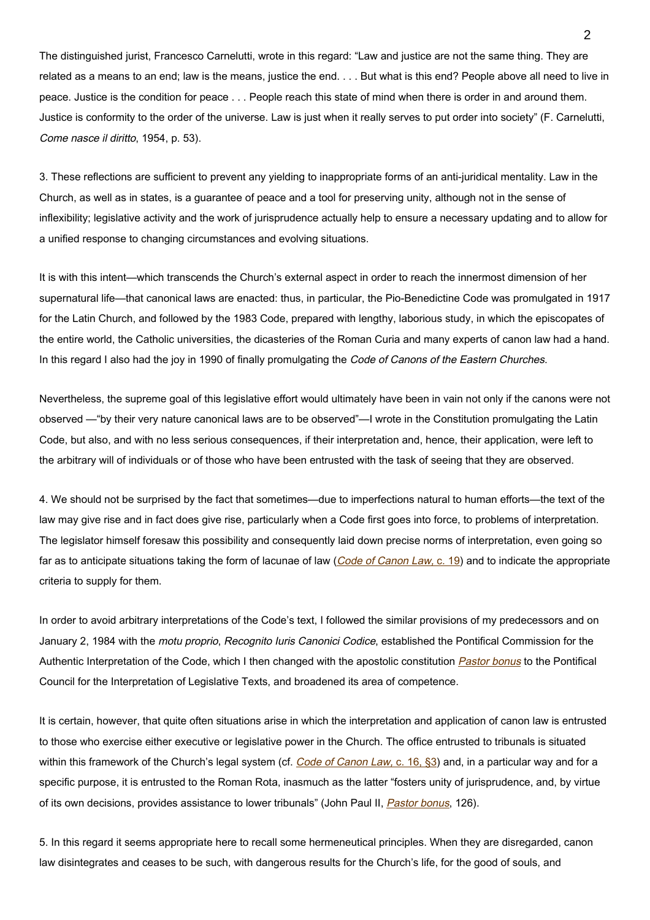The distinguished jurist, Francesco Carnelutti, wrote in this regard: "Law and justice are not the same thing. They are related as a means to an end; law is the means, justice the end. . . . But what is this end? People above all need to live in peace. Justice is the condition for peace . . . People reach this state of mind when there is order in and around them. Justice is conformity to the order of the universe. Law is just when it really serves to put order into society" (F. Carnelutti, *Come nasce il diritto*, 1954, p. 53).

3. These reflections are sufficient to prevent any yielding to inappropriate forms of an anti-juridical mentality. Law in the Church, as well as in states, is a guarantee of peace and a tool for preserving unity, although not in the sense of inflexibility; legislative activity and the work of jurisprudence actually help to ensure a necessary updating and to allow for a unified response to changing circumstances and evolving situations.

It is with this intent—which transcends the Church's external aspect in order to reach the innermost dimension of her supernatural life—that canonical laws are enacted: thus, in particular, the Pio-Benedictine Code was promulgated in 1917 for the Latin Church, and followed by the 1983 Code, prepared with lengthy, laborious study, in which the episcopates of the entire world, the Catholic universities, the dicasteries of the Roman Curia and many experts of canon law had a hand. In this regard I also had the joy in 1990 of finally promulgating the *Code of Canons of the Eastern Churches*.

Nevertheless, the supreme goal of this legislative effort would ultimately have been in vain not only if the canons were not observed —"by their very nature canonical laws are to be observed"—I wrote in the Constitution promulgating the Latin Code, but also, and with no less serious consequences, if their interpretation and, hence, their application, were left to the arbitrary will of individuals or of those who have been entrusted with the task of seeing that they are observed.

4. We should not be surprised by the fact that sometimes—due to imperfections natural to human efforts—the text of the law may give rise and in fact does give rise, particularly when a Code first goes into force, to problems of interpretation. The legislator himself foresaw this possibility and consequently laid down precise norms of interpretation, even going so far as to anticipate situations taking the form of lacunae of law (*Code of Canon Law,* c. 19) and to indicate the appropriate criteria to supply for them.

In order to avoid arbitrary interpretations of the Code's text, I followed the similar provisions of my predecessors and on January 2, 1984 with the *motu proprio*, *Recognito Iuris Canonici Codice*, established the Pontifical Commission for the Authentic Interpretation of the Code, which I then changed with the apostolic constitution *Pastor bonus* to the Pontifical Council for the Interpretation of Legislative Texts, and broadened its area of competence.

It is certain, however, that quite often situations arise in which the interpretation and application of canon law is entrusted to those who exercise either executive or legislative power in the Church. The office entrusted to tribunals is situated within this framework of the Church's legal system (cf. *Code of Canon Law,* c. 16, §3) and, in a particular way and for a specific purpose, it is entrusted to the Roman Rota, inasmuch as the latter "fosters unity of jurisprudence, and, by virtue of its own decisions, provides assistance to lower tribunals" (John Paul II, *Pastor bonus*, 126).

5. In this regard it seems appropriate here to recall some hermeneutical principles. When they are disregarded, canon law disintegrates and ceases to be such, with dangerous results for the Church's life, for the good of souls, and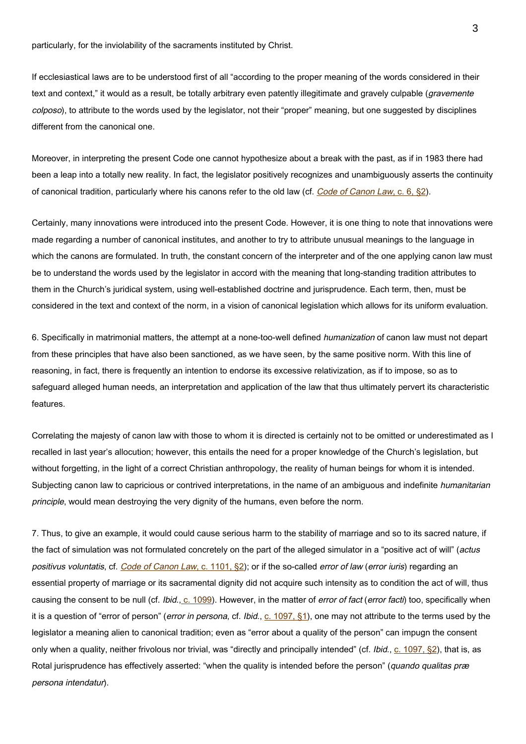particularly, for the inviolability of the sacraments instituted by Christ.

If ecclesiastical laws are to be understood first of all "according to the proper meaning of the words considered in their text and context," it would as a result, be totally arbitrary even patently illegitimate and gravely culpable (*gravemente colposo*), to attribute to the words used by the legislator, not their "proper" meaning, but one suggested by disciplines different from the canonical one.

Moreover, in interpreting the present Code one cannot hypothesize about a break with the past, as if in 1983 there had been a leap into a totally new reality. In fact, the legislator positively recognizes and unambiguously asserts the continuity of canonical tradition, particularly where his canons refer to the old law (cf. *Code of Canon Law*, c. 6, §2).

Certainly, many innovations were introduced into the present Code. However, it is one thing to note that innovations were made regarding a number of canonical institutes, and another to try to attribute unusual meanings to the language in which the canons are formulated. In truth, the constant concern of the interpreter and of the one applying canon law must be to understand the words used by the legislator in accord with the meaning that long-standing tradition attributes to them in the Church's juridical system, using well-established doctrine and jurisprudence. Each term, then, must be considered in the text and context of the norm, in a vision of canonical legislation which allows for its uniform evaluation.

6. Specifically in matrimonial matters, the attempt at a none-too-well defined *humanization* of canon law must not depart from these principles that have also been sanctioned, as we have seen, by the same positive norm. With this line of reasoning, in fact, there is frequently an intention to endorse its excessive relativization, as if to impose, so as to safeguard alleged human needs, an interpretation and application of the law that thus ultimately pervert its characteristic features.

Correlating the majesty of canon law with those to whom it is directed is certainly not to be omitted or underestimated as I recalled in last year's allocution; however, this entails the need for a proper knowledge of the Church's legislation, but without forgetting, in the light of a correct Christian anthropology, the reality of human beings for whom it is intended. Subjecting canon law to capricious or contrived interpretations, in the name of an ambiguous and indefinite *humanitarian principle*, would mean destroying the very dignity of the humans, even before the norm.

7. Thus, to give an example, it would could cause serious harm to the stability of marriage and so to its sacred nature, if the fact of simulation was not formulated concretely on the part of the alleged simulator in a "positive act of will" (*actus positivus voluntatis*, cf. *Code of Canon Law*, c. 1101, §2); or if the so-called *error of law* (*error iuris*) regarding an essential property of marriage or its sacramental dignity did not acquire such intensity as to condition the act of will, thus causing the consent to be null (cf. *Ibid.*, c. 1099). However, in the matter of *error of fact* (*error facti*) too, specifically when it is a question of "error of person" (*error in persona*, cf. *Ibid.*, c. 1097, §1), one may not attribute to the terms used by the legislator a meaning alien to canonical tradition; even as "error about a quality of the person" can impugn the consent only when a quality, neither frivolous nor trivial, was "directly and principally intended" (cf. *Ibid.*, c. 1097, §2), that is, as Rotal jurisprudence has effectively asserted: "when the quality is intended before the person" (*quando qualitas præ persona intendatur*).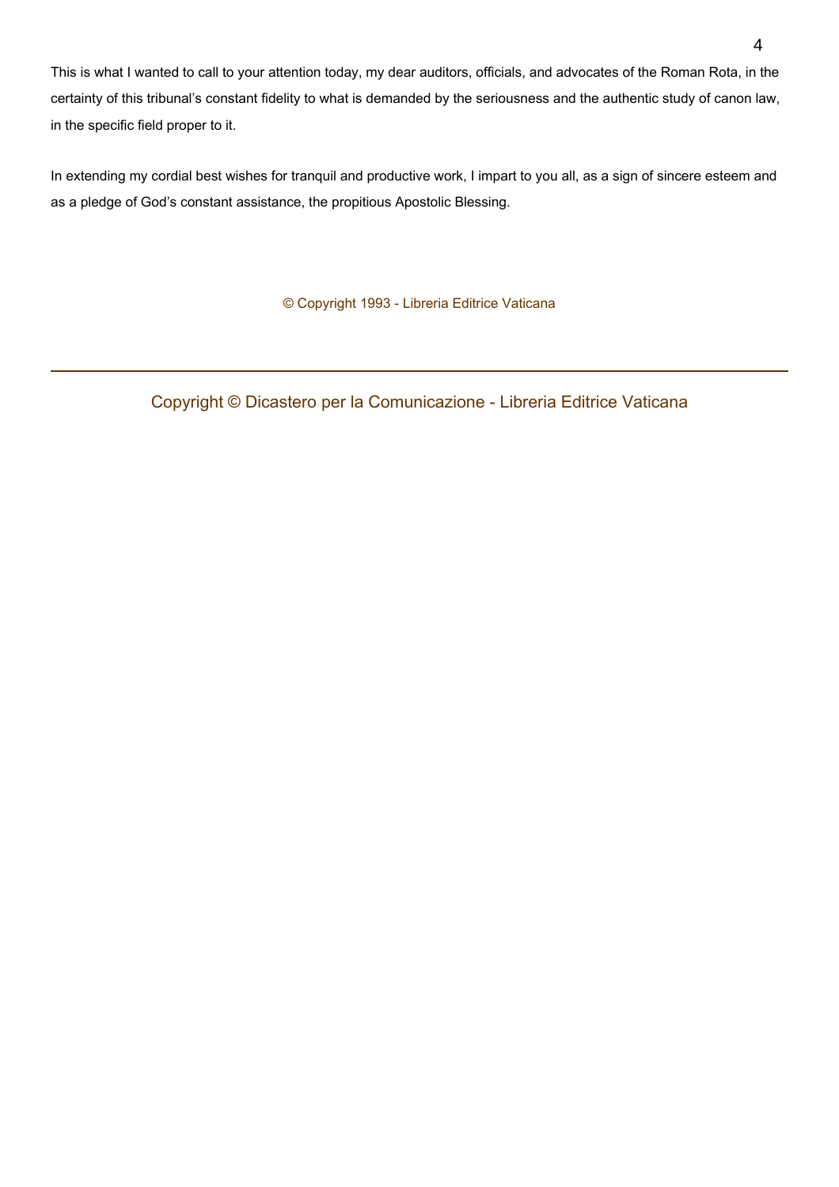This is what I wanted to call to your attention today, my dear auditors, officials, and advocates of the Roman Rota, in the certainty of this tribunal's constant fidelity to what is demanded by the seriousness and the authentic study of canon law, in the specific field proper to it.

In extending my cordial best wishes for tranquil and productive work, I impart to you all, as a sign of sincere esteem and as a pledge of God's constant assistance, the propitious Apostolic Blessing.

© Copyright 1993 - Libreria Editrice Vaticana

---

Copyright © Dicastero per la Comunicazione - Libreria Editrice Vaticana